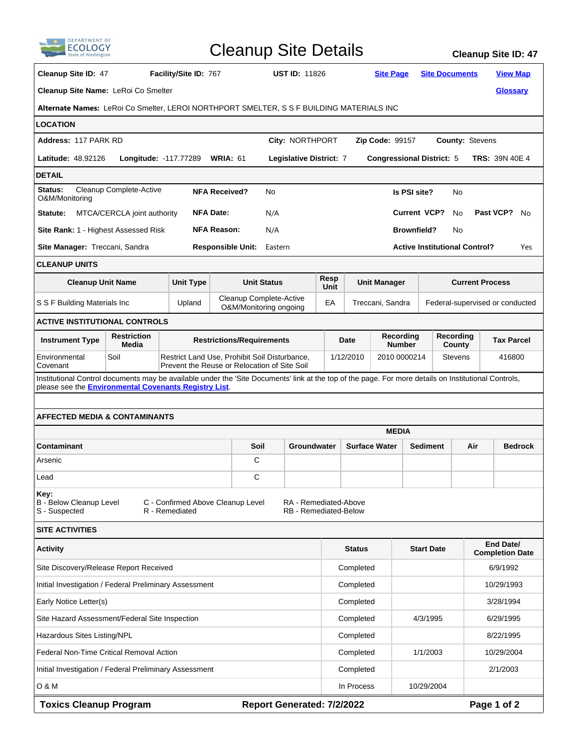# Cleanup Site Details

**Cleanup Site ID: 47**

**Cleanup Site ID:** 47 **Facility/Site ID:** 767 **UST ID:** 11826 Site Page Site Documents View Map

**Cleanup Site Name:** LeRoi Co Smelter Glossary

**Alternate Names:** LeRoi Co Smelter, LEROI NORTHPORT SMELTER, S S F BUILDING MATERIALS INC

## LOCATION

**Address:** 117 PARK RD **City:** NORTHPORT **Zip Code:** 99157 **County:** Stevens

**Latitude:** 48.92126 **Longitude:** -117.77289 **WRIA:** 61 **Legislative District:** 7 **Congressional District:** 5 **TRS:** 39N 40E 4

## DETAIL

**Status:** Cleanup Complete-Active O&M/Monitoring **NFA Received?** No **Is PSI site?** No

**Statute:** MTCA/CERCLA joint authority **NFA Date:** N/A **Current VCP?** No **Past VCP?** No

**Site Rank:** 1 - Highest Assessed Risk **NFA Reason:** N/A **Brownfield?** No

**Site Manager:** Treccani, Sandra **Responsible Unit:** Eastern **Active Institutional Control?** Yes

## CLEANUP UNITS

| Cleanup Unit Name | Unit Type | Unit Status | Resp Unit | Unit Manager | Current Process |
|---|---|---|---|---|---|
| S S F Building Materials Inc | Upland | Cleanup Complete-Active O&M/Monitoring ongoing | EA | Treccani, Sandra | Federal-supervised or conducted |

## ACTIVE INSTITUTIONAL CONTROLS

| Instrument Type | Restriction Media | Restrictions/Requirements | Date | Recording Number | Recording County | Tax Parcel |
|---|---|---|---|---|---|---|
| Environmental Covenant | Soil | Restrict Land Use, Prohibit Soil Disturbance, Prevent the Reuse or Relocation of Site Soil | 1/12/2010 | 2010 0000214 | Stevens | 416800 |

Institutional Control documents may be available under the 'Site Documents' link at the top of the page. For more details on Institutional Controls, please see the **Environmental Covenants Registry List**.

## AFFECTED MEDIA & CONTAMINANTS

| | MEDIA | | | | | |
|---|---|---|---|---|---|---|
| **Contaminant** | **Soil** | **Groundwater** | **Surface Water** | **Sediment** | **Air** | **Bedrock** |
| Arsenic | C | | | | | |
| Lead | C | | | | | |

**Key:**
B - Below Cleanup Level
S - Suspected
C - Confirmed Above Cleanup Level
R - Remediated
RA - Remediated-Above
RB - Remediated-Below

## SITE ACTIVITIES

| Activity | Status | Start Date | End Date/ Completion Date |
|---|---|---|---|
| Site Discovery/Release Report Received | Completed | | 6/9/1992 |
| Initial Investigation / Federal Preliminary Assessment | Completed | | 10/29/1993 |
| Early Notice Letter(s) | Completed | | 3/28/1994 |
| Site Hazard Assessment/Federal Site Inspection | Completed | 4/3/1995 | 6/29/1995 |
| Hazardous Sites Listing/NPL | Completed | | 8/22/1995 |
| Federal Non-Time Critical Removal Action | Completed | 1/1/2003 | 10/29/2004 |
| Initial Investigation / Federal Preliminary Assessment | Completed | | 2/1/2003 |
| O & M | In Process | 10/29/2004 | |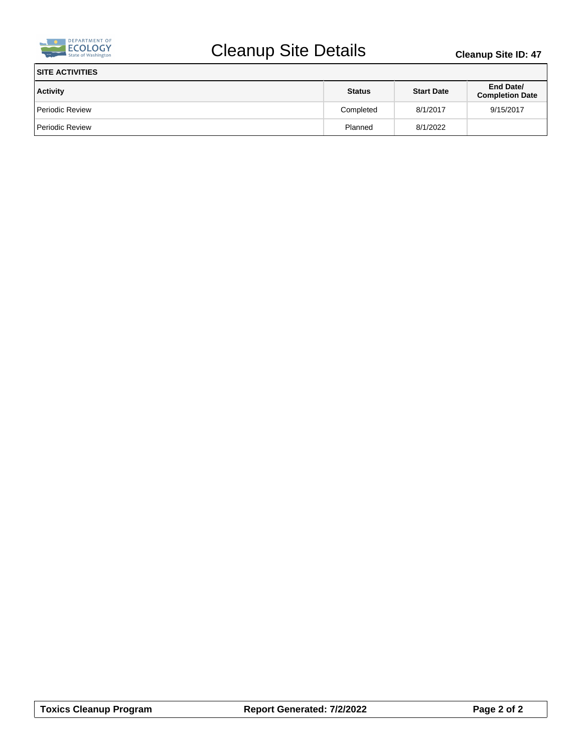# Cleanup Site Details

**Cleanup Site ID: 47**

## SITE ACTIVITIES

| Activity | Status | Start Date | End Date/ Completion Date |
|---|---|---|---|
| Periodic Review | Completed | 8/1/2017 | 9/15/2017 |
| Periodic Review | Planned | 8/1/2022 | |